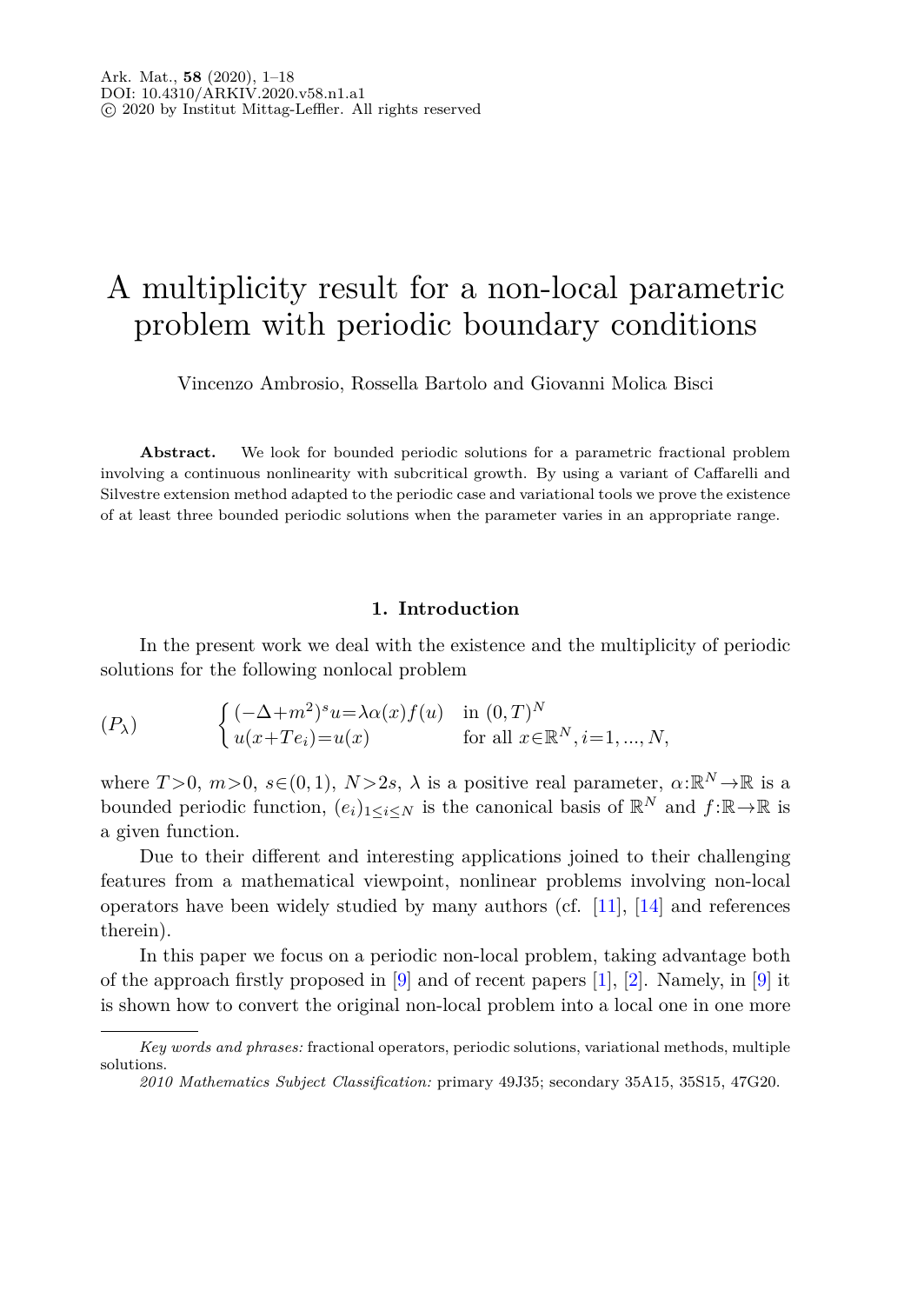# A multiplicity result for a non-local parametric problem with periodic boundary conditions

Vincenzo Ambrosio, Rossella Bartolo and Giovanni Molica Bisci

**Abstract.** We look for bounded periodic solutions for a parametric fractional problem involving a continuous nonlinearity with subcritical growth. By using a variant of Caffarelli and Silvestre extension method adapted to the periodic case and variational tools we prove the existence of at least three bounded periodic solutions when the parameter varies in an appropriate range.

## 1. Introduction

In the present work we deal with the existence and the multiplicity of periodic solutions for the following nonlocal problem

$$
(P_\lambda) \qquad \begin{cases} (-\Delta+m^2)^s u=\lambda\alpha(x)f(u) & \text{in } (0,T)^N \\ u(x+Te_i)=u(x) & \text{for all } x\in\mathbb{R}^N, i=1,\dots,N, \end{cases}
$$

where $T>0$, $m>0$, $s\in(0,1)$, $N>2s$, $\lambda$ is a positive real parameter, $\alpha:\mathbb{R}^N\to\mathbb{R}$ is a bounded periodic function, $(e_i)_{1\leq i\leq N}$ is the canonical basis of $\mathbb{R}^N$ and $f:\mathbb{R}\to\mathbb{R}$ is a given function.

Due to their different and interesting applications joined to their challenging features from a mathematical viewpoint, nonlinear problems involving non-local operators have been widely studied by many authors (cf. [11], [14] and references therein).

In this paper we focus on a periodic non-local problem, taking advantage both of the approach firstly proposed in [9] and of recent papers [1], [2]. Namely, in [9] it is shown how to convert the original non-local problem into a local one in one more

*Key words and phrases:* fractional operators, periodic solutions, variational methods, multiple solutions.

*2010 Mathematics Subject Classification:* primary 49J35; secondary 35A15, 35S15, 47G20.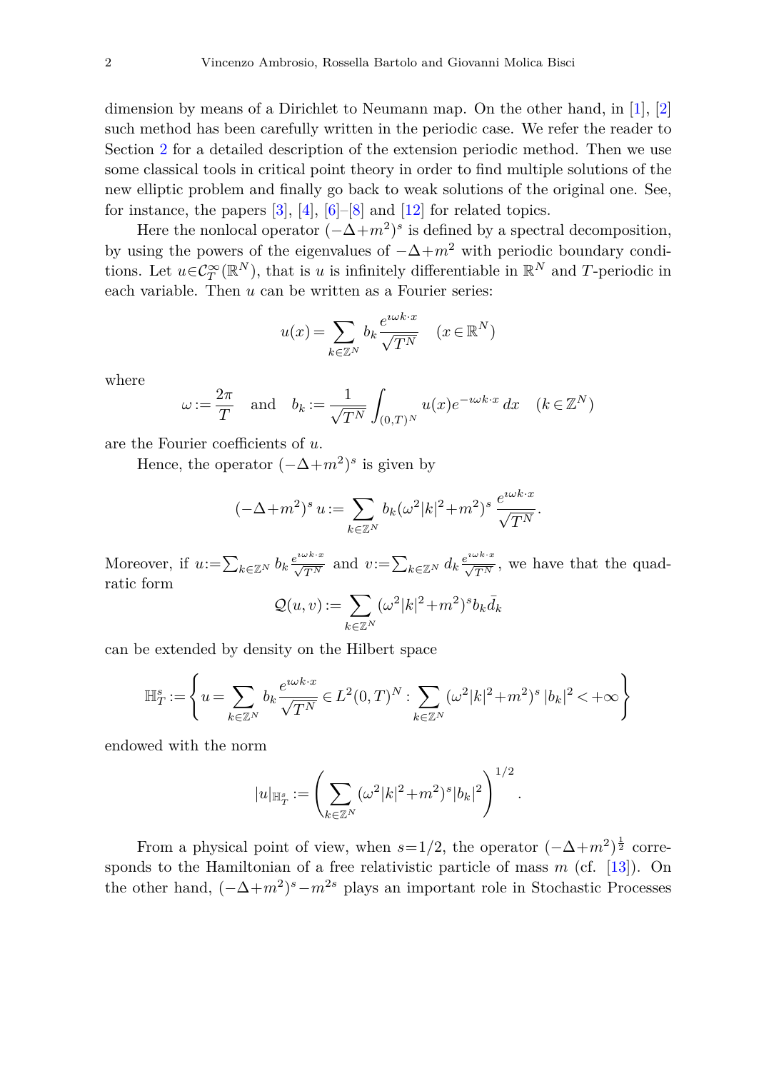dimension by means of a Dirichlet to Neumann map. On the other hand, in [1], [2] such method has been carefully written in the periodic case. We refer the reader to Section 2 for a detailed description of the extension periodic method. Then we use some classical tools in critical point theory in order to find multiple solutions of the new elliptic problem and finally go back to weak solutions of the original one. See, for instance, the papers [3], [4], [6]–[8] and [12] for related topics.

Here the nonlocal operator $(-\Delta+m^2)^s$ is defined by a spectral decomposition, by using the powers of the eigenvalues of $-\Delta+m^2$ with periodic boundary conditions. Let $u\in\mathcal{C}^\infty_T(\mathbb{R}^N)$, that is $u$ is infinitely differentiable in $\mathbb{R}^N$ and $T$-periodic in each variable. Then $u$ can be written as a Fourier series:

$$u(x)=\sum_{k\in\mathbb{Z}^N} b_k \frac{e^{\imath\omega k\cdot x}}{\sqrt{T^N}} \quad (x\in\mathbb{R}^N)$$

where

$$\omega:=\frac{2\pi}{T} \quad \text{and} \quad b_k:=\frac{1}{\sqrt{T^N}}\int_{(0,T)^N} u(x)e^{-\imath\omega k\cdot x}\,dx \quad (k\in\mathbb{Z}^N)$$

are the Fourier coefficients of $u$.

Hence, the operator $(-\Delta+m^2)^s$ is given by

$$(-\Delta+m^2)^s\,u:=\sum_{k\in\mathbb{Z}^N} b_k(\omega^2|k|^2+m^2)^s\,\frac{e^{\imath\omega k\cdot x}}{\sqrt{T^N}}.$$

Moreover, if $u:=\sum_{k\in\mathbb{Z}^N} b_k \frac{e^{\imath\omega k\cdot x}}{\sqrt{T^N}}$ and $v:=\sum_{k\in\mathbb{Z}^N} d_k \frac{e^{\imath\omega k\cdot x}}{\sqrt{T^N}}$, we have that the quadratic form

$$\mathcal{Q}(u,v):=\sum_{k\in\mathbb{Z}^N}(\omega^2|k|^2+m^2)^s b_k\bar{d}_k$$

can be extended by density on the Hilbert space

$$\mathbb{H}^s_T:=\left\{u=\sum_{k\in\mathbb{Z}^N} b_k\frac{e^{\imath\omega k\cdot x}}{\sqrt{T^N}}\in L^2(0,T)^N : \sum_{k\in\mathbb{Z}^N}(\omega^2|k|^2+m^2)^s\,|b_k|^2<+\infty\right\}$$

endowed with the norm

$$|u|_{\mathbb{H}^s_T}:=\left(\sum_{k\in\mathbb{Z}^N}(\omega^2|k|^2+m^2)^s|b_k|^2\right)^{1/2}.$$

From a physical point of view, when $s=1/2$, the operator $(-\Delta+m^2)^{\frac{1}{2}}$ corresponds to the Hamiltonian of a free relativistic particle of mass $m$ (cf. [13]). On the other hand, $(-\Delta+m^2)^s-m^{2s}$ plays an important role in Stochastic Processes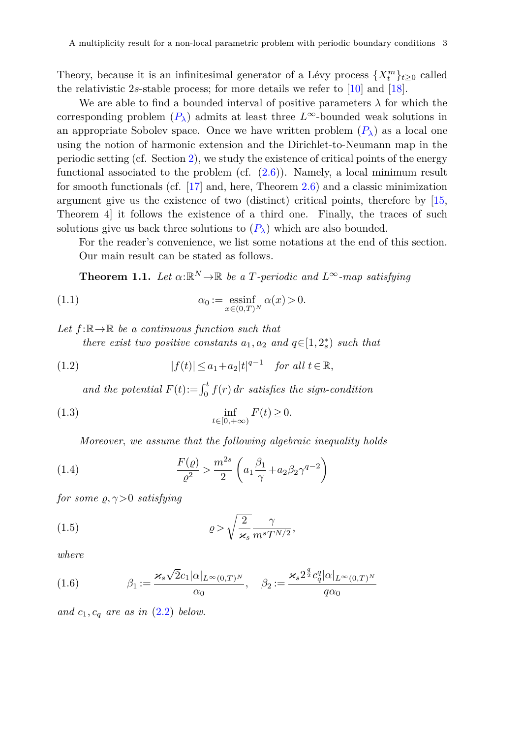Theory, because it is an infinitesimal generator of a Lévy process $\{X_t^m\}_{t\geq 0}$ called the relativistic $2s$-stable process; for more details we refer to [10] and [18].

We are able to find a bounded interval of positive parameters $\lambda$ for which the corresponding problem ($P_\lambda$) admits at least three $L^\infty$-bounded weak solutions in an appropriate Sobolev space. Once we have written problem ($P_\lambda$) as a local one using the notion of harmonic extension and the Dirichlet-to-Neumann map in the periodic setting (cf. Section 2), we study the existence of critical points of the energy functional associated to the problem (cf. (2.6)). Namely, a local minimum result for smooth functionals (cf. [17] and, here, Theorem 2.6) and a classic minimization argument give us the existence of two (distinct) critical points, therefore by [15, Theorem 4] it follows the existence of a third one. Finally, the traces of such solutions give us back three solutions to ($P_\lambda$) which are also bounded.

For the reader's convenience, we list some notations at the end of this section.

Our main result can be stated as follows.

**Theorem 1.1.** *Let $\alpha:\mathbb{R}^N\to\mathbb{R}$ be a $T$-periodic and $L^\infty$-map satisfying*

$$\alpha_0 := \operatorname*{essinf}_{x\in(0,T)^N} \alpha(x) > 0. \tag{1.1}$$

*Let $f:\mathbb{R}\to\mathbb{R}$ be a continuous function such that*
*there exist two positive constants $a_1, a_2$ and $q\in[1,2_s^*)$ such that*

$$|f(t)| \leq a_1 + a_2|t|^{q-1} \quad \textit{for all } t\in\mathbb{R}, \tag{1.2}$$

*and the potential $F(t) := \int_0^t f(r)\,dr$ satisfies the sign-condition*

$$\inf_{t\in[0,+\infty)} F(t) \geq 0. \tag{1.3}$$

*Moreover, we assume that the following algebraic inequality holds*

$$\frac{F(\varrho)}{\varrho^2} > \frac{m^{2s}}{2}\left(a_1\frac{\beta_1}{\gamma} + a_2\beta_2\gamma^{q-2}\right) \tag{1.4}$$

*for some $\varrho, \gamma > 0$ satisfying*

$$\varrho > \sqrt{\frac{2}{\varkappa_s}}\frac{\gamma}{m^s T^{N/2}}, \tag{1.5}$$

*where*

$$\beta_1 := \frac{\varkappa_s\sqrt{2}c_1|\alpha|_{L^\infty(0,T)^N}}{\alpha_0}, \quad \beta_2 := \frac{\varkappa_s 2^{\frac{q}{2}}c_q^q|\alpha|_{L^\infty(0,T)^N}}{q\alpha_0} \tag{1.6}$$

*and $c_1, c_q$ are as in (2.2) below.*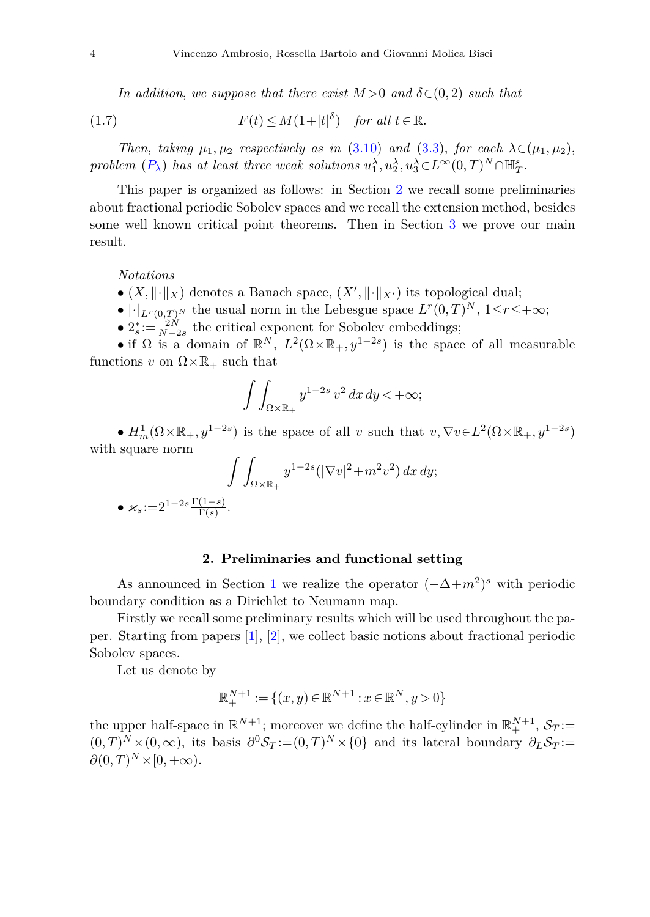*In addition, we suppose that there exist $M>0$ and $\delta\in(0,2)$ such that*

$$F(t)\leq M(1+|t|^{\delta}) \quad \textit{for all } t\in\mathbb{R}. \tag{1.7}$$

*Then, taking $\mu_1,\mu_2$ respectively as in (3.10) and (3.3), for each $\lambda\in(\mu_1,\mu_2)$, problem ($P_\lambda$) has at least three weak solutions $u_1^\lambda, u_2^\lambda, u_3^\lambda\in L^\infty(0,T)^N\cap\mathbb{H}^s_T$.*

This paper is organized as follows: in Section 2 we recall some preliminaries about fractional periodic Sobolev spaces and we recall the extension method, besides some well known critical point theorems. Then in Section 3 we prove our main result.

*Notations*

- $(X,\|\cdot\|_X)$ denotes a Banach space, $(X',\|\cdot\|_{X'})$ its topological dual;
- $|\cdot|_{L^r(0,T)^N}$ the usual norm in the Lebesgue space $L^r(0,T)^N$, $1\leq r\leq+\infty$;
- $2^*_s:=\frac{2N}{N-2s}$ the critical exponent for Sobolev embeddings;
- if $\Omega$ is a domain of $\mathbb{R}^N$, $L^2(\Omega\times\mathbb{R}_+,y^{1-2s})$ is the space of all measurable functions $v$ on $\Omega\times\mathbb{R}_+$ such that

$$\int\int_{\Omega\times\mathbb{R}_+} y^{1-2s}\, v^2\, dx\, dy<+\infty;$$

- $H^1_m(\Omega\times\mathbb{R}_+,y^{1-2s})$ is the space of all $v$ such that $v,\nabla v\in L^2(\Omega\times\mathbb{R}_+,y^{1-2s})$ with square norm

$$\int\int_{\Omega\times\mathbb{R}_+} y^{1-2s}(|\nabla v|^2+m^2v^2)\, dx\, dy;$$

- $\varkappa_s:=2^{1-2s}\frac{\Gamma(1-s)}{\Gamma(s)}$.

## 2. Preliminaries and functional setting

As announced in Section 1 we realize the operator $(-\Delta+m^2)^s$ with periodic boundary condition as a Dirichlet to Neumann map.

Firstly we recall some preliminary results which will be used throughout the paper. Starting from papers [1], [2], we collect basic notions about fractional periodic Sobolev spaces.

Let us denote by

$$\mathbb{R}^{N+1}_+:=\{(x,y)\in\mathbb{R}^{N+1}: x\in\mathbb{R}^N, y>0\}$$

the upper half-space in $\mathbb{R}^{N+1}$; moreover we define the half-cylinder in $\mathbb{R}^{N+1}_+$, $\mathcal{S}_T:=(0,T)^N\times(0,\infty)$, its basis $\partial^0\mathcal{S}_T:=(0,T)^N\times\{0\}$ and its lateral boundary $\partial_L\mathcal{S}_T:=\partial(0,T)^N\times[0,+\infty)$.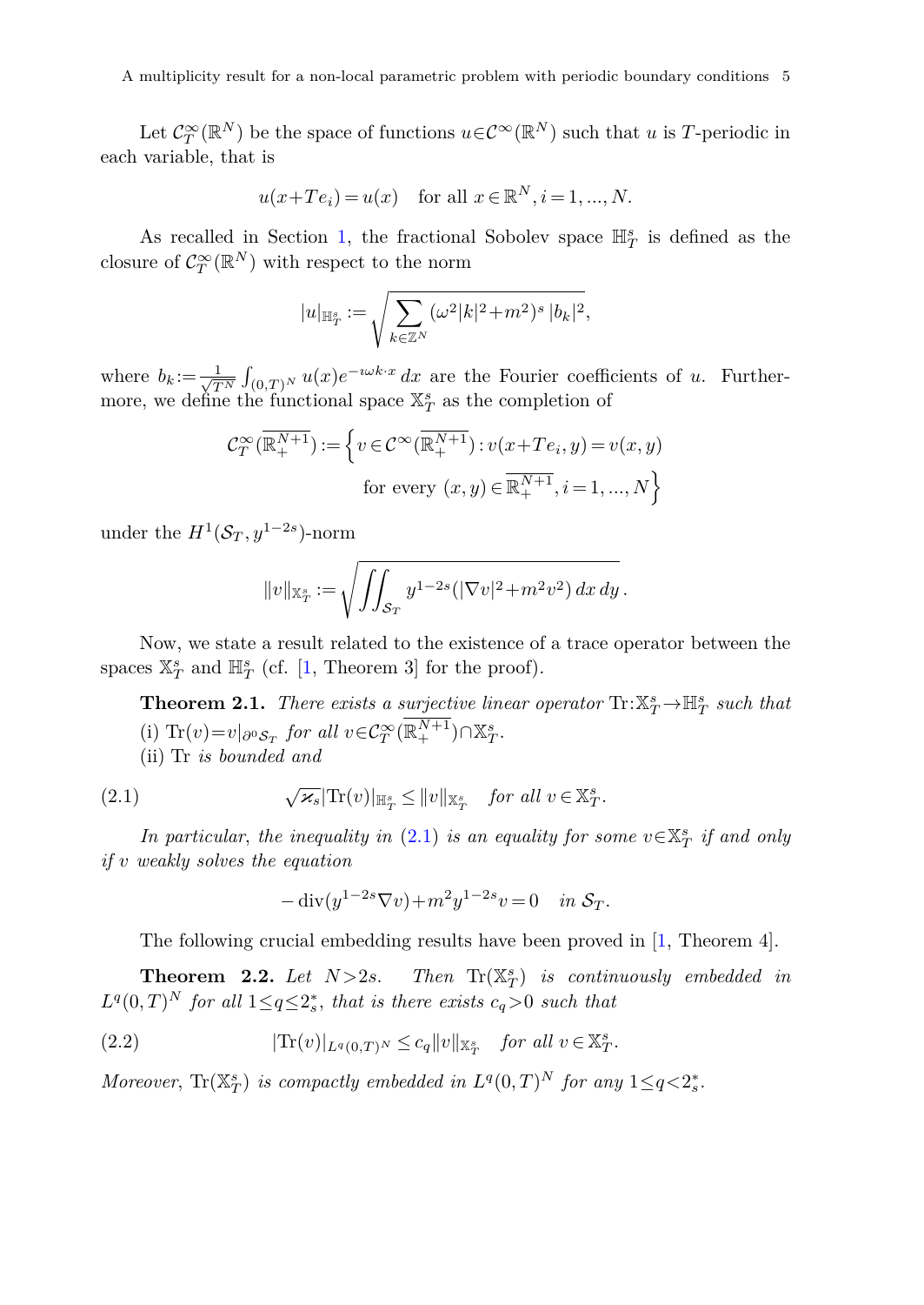Let $\mathcal{C}^\infty_T(\mathbb{R}^N)$ be the space of functions $u\in\mathcal{C}^\infty(\mathbb{R}^N)$ such that $u$ is $T$-periodic in each variable, that is

$$u(x+Te_i)=u(x) \quad \text{for all } x\in\mathbb{R}^N, i=1,...,N.$$

As recalled in Section 1, the fractional Sobolev space $\mathbb{H}^s_T$ is defined as the closure of $\mathcal{C}^\infty_T(\mathbb{R}^N)$ with respect to the norm

$$|u|_{\mathbb{H}^s_T}:=\sqrt{\sum_{k\in\mathbb{Z}^N}(\omega^2|k|^2+m^2)^s\,|b_k|^2},$$

where $b_k:=\frac{1}{\sqrt{T^N}}\int_{(0,T)^N}u(x)e^{-\imath\omega k\cdot x}\,dx$ are the Fourier coefficients of $u$. Furthermore, we define the functional space $\mathbb{X}^s_T$ as the completion of

$$\mathcal{C}^\infty_T(\overline{\mathbb{R}^{N+1}_+}):=\Big\{v\in\mathcal{C}^\infty(\overline{\mathbb{R}^{N+1}_+}): v(x+Te_i,y)=v(x,y) \\ \text{for every } (x,y)\in\overline{\mathbb{R}^{N+1}_+}, i=1,...,N\Big\}$$

under the $H^1(\mathcal{S}_T,y^{1-2s})$-norm

$$\|v\|_{\mathbb{X}^s_T}:=\sqrt{\iint_{\mathcal{S}_T}y^{1-2s}(|\nabla v|^2+m^2v^2)\,dx\,dy}\,.$$

Now, we state a result related to the existence of a trace operator between the spaces $\mathbb{X}^s_T$ and $\mathbb{H}^s_T$ (cf. [1, Theorem 3] for the proof).

**Theorem 2.1.** *There exists a surjective linear operator* $\mathrm{Tr}:\mathbb{X}^s_T\to\mathbb{H}^s_T$ *such that*

(i) $\mathrm{Tr}(v)=v|_{\partial^0\mathcal{S}_T}$ *for all* $v\in\mathcal{C}^\infty_T(\overline{\mathbb{R}^{N+1}_+})\cap\mathbb{X}^s_T$.

(ii) $\mathrm{Tr}$ *is bounded and*

$$\sqrt{\varkappa_s}|\mathrm{Tr}(v)|_{\mathbb{H}^s_T}\le\|v\|_{\mathbb{X}^s_T}\quad \text{for all } v\in\mathbb{X}^s_T. \tag{2.1}$$

*In particular, the inequality in* (2.1) *is an equality for some* $v\in\mathbb{X}^s_T$ *if and only if* $v$ *weakly solves the equation*

$$-\operatorname{div}(y^{1-2s}\nabla v)+m^2y^{1-2s}v=0\quad \text{in } \mathcal{S}_T.$$

The following crucial embedding results have been proved in [1, Theorem 4].

**Theorem 2.2.** *Let* $N>2s$. *Then* $\mathrm{Tr}(\mathbb{X}^s_T)$ *is continuously embedded in* $L^q(0,T)^N$ *for all* $1\le q\le 2^*_s$, *that is there exists* $c_q>0$ *such that*

$$|\mathrm{Tr}(v)|_{L^q(0,T)^N}\le c_q\|v\|_{\mathbb{X}^s_T}\quad \text{for all } v\in\mathbb{X}^s_T. \tag{2.2}$$

*Moreover,* $\mathrm{Tr}(\mathbb{X}^s_T)$ *is compactly embedded in* $L^q(0,T)^N$ *for any* $1\le q<2^*_s$.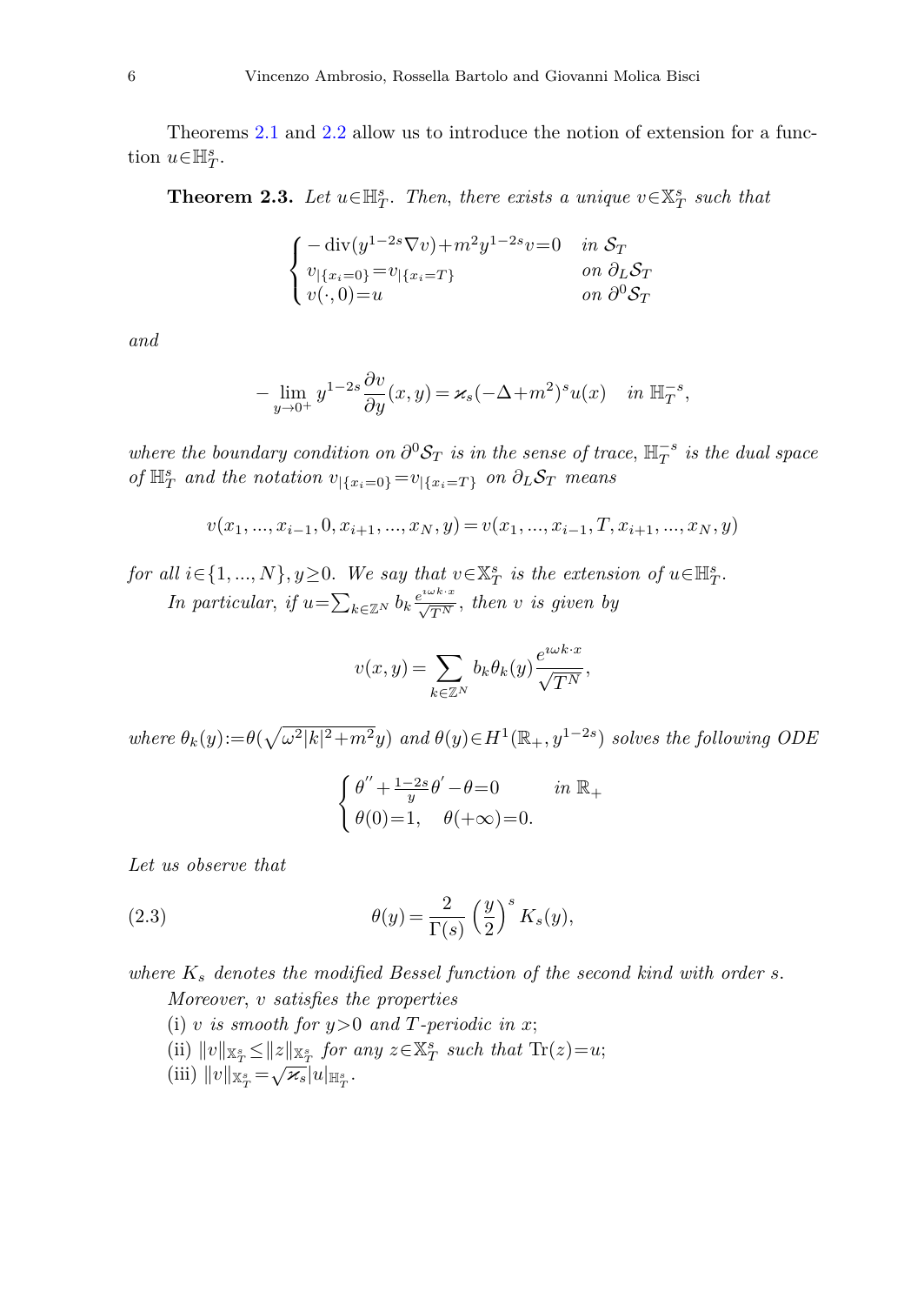Theorems 2.1 and 2.2 allow us to introduce the notion of extension for a function $u\in\mathbb{H}^s_T$.

**Theorem 2.3.** *Let $u\in\mathbb{H}^s_T$. Then, there exists a unique $v\in\mathbb{X}^s_T$ such that*

$$
\begin{cases}
-\operatorname{div}(y^{1-2s}\nabla v)+m^2y^{1-2s}v=0 & \text{in } \mathcal{S}_T\\
v_{|\{x_i=0\}}=v_{|\{x_i=T\}} & \text{on } \partial_L\mathcal{S}_T\\
v(\cdot,0)=u & \text{on } \partial^0\mathcal{S}_T
\end{cases}
$$

*and*

$$
-\lim_{y\to 0^+} y^{1-2s}\frac{\partial v}{\partial y}(x,y)=\varkappa_s(-\Delta+m^2)^s u(x) \quad \text{in } \mathbb{H}^{-s}_T,
$$

*where the boundary condition on $\partial^0\mathcal{S}_T$ is in the sense of trace, $\mathbb{H}^{-s}_T$ is the dual space of $\mathbb{H}^s_T$ and the notation $v_{|\{x_i=0\}}=v_{|\{x_i=T\}}$ on $\partial_L\mathcal{S}_T$ means*

$$
v(x_1,\dots,x_{i-1},0,x_{i+1},\dots,x_N,y)=v(x_1,\dots,x_{i-1},T,x_{i+1},\dots,x_N,y)
$$

*for all $i\in\{1,\dots,N\}$, $y\geq 0$. We say that $v\in\mathbb{X}^s_T$ is the extension of $u\in\mathbb{H}^s_T$.*

*In particular, if $u=\sum_{k\in\mathbb{Z}^N} b_k\frac{e^{\imath\omega k\cdot x}}{\sqrt{T^N}}$, then $v$ is given by*

$$
v(x,y)=\sum_{k\in\mathbb{Z}^N} b_k\theta_k(y)\frac{e^{\imath\omega k\cdot x}}{\sqrt{T^N}},
$$

*where $\theta_k(y):=\theta(\sqrt{\omega^2|k|^2+m^2}y)$ and $\theta(y)\in H^1(\mathbb{R}_+,y^{1-2s})$ solves the following ODE*

$$
\begin{cases}
\theta''+\frac{1-2s}{y}\theta'-\theta=0 & \text{in } \mathbb{R}_+\\
\theta(0)=1, \quad \theta(+\infty)=0.
\end{cases}
$$

*Let us observe that*

$$
\theta(y)=\frac{2}{\Gamma(s)}\left(\frac{y}{2}\right)^s K_s(y), \tag{2.3}
$$

*where $K_s$ denotes the modified Bessel function of the second kind with order $s$.*

*Moreover, $v$ satisfies the properties*

(i) *$v$ is smooth for $y>0$ and $T$-periodic in $x$;*

(ii) *$\|v\|_{\mathbb{X}^s_T}\leq\|z\|_{\mathbb{X}^s_T}$ for any $z\in\mathbb{X}^s_T$ such that $\operatorname{Tr}(z)=u$;*

(iii) *$\|v\|_{\mathbb{X}^s_T}=\sqrt{\varkappa_s}|u|_{\mathbb{H}^s_T}$.*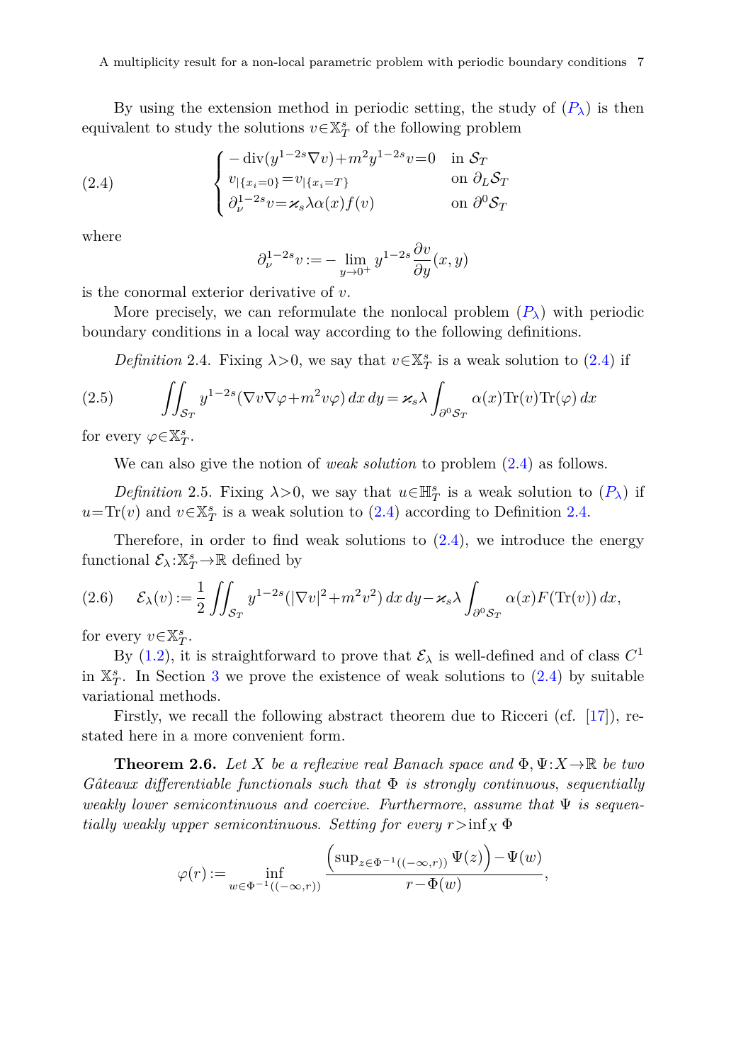By using the extension method in periodic setting, the study of ($P_\lambda$) is then equivalent to study the solutions $v\in\mathbb{X}^s_T$ of the following problem

$$
\text{(2.4)}\qquad \begin{cases} -\operatorname{div}(y^{1-2s}\nabla v)+m^2y^{1-2s}v=0 & \text{in } \mathcal{S}_T\\ v_{|\{x_i=0\}}=v_{|\{x_i=T\}} & \text{on } \partial_L\mathcal{S}_T\\ \partial^{1-2s}_\nu v=\varkappa_s\lambda\alpha(x)f(v) & \text{on } \partial^0\mathcal{S}_T \end{cases}
$$

where

$$
\partial^{1-2s}_\nu v:=-\lim_{y\to0^+}y^{1-2s}\frac{\partial v}{\partial y}(x,y)
$$

is the conormal exterior derivative of $v$.

More precisely, we can reformulate the nonlocal problem ($P_\lambda$) with periodic boundary conditions in a local way according to the following definitions.

*Definition* 2.4. Fixing $\lambda>0$, we say that $v\in\mathbb{X}^s_T$ is a weak solution to (2.4) if

$$
\text{(2.5)}\qquad \iint_{\mathcal{S}_T} y^{1-2s}(\nabla v\nabla\varphi+m^2v\varphi)\,dx\,dy=\varkappa_s\lambda\int_{\partial^0\mathcal{S}_T}\alpha(x)\mathrm{Tr}(v)\mathrm{Tr}(\varphi)\,dx
$$

for every $\varphi\in\mathbb{X}^s_T$.

We can also give the notion of *weak solution* to problem (2.4) as follows.

*Definition* 2.5. Fixing $\lambda>0$, we say that $u\in\mathbb{H}^s_T$ is a weak solution to ($P_\lambda$) if $u=\mathrm{Tr}(v)$ and $v\in\mathbb{X}^s_T$ is a weak solution to (2.4) according to Definition 2.4.

Therefore, in order to find weak solutions to (2.4), we introduce the energy functional $\mathcal{E}_\lambda:\mathbb{X}^s_T\to\mathbb{R}$ defined by

$$
\text{(2.6)}\qquad \mathcal{E}_\lambda(v):=\frac{1}{2}\iint_{\mathcal{S}_T}y^{1-2s}(|\nabla v|^2+m^2v^2)\,dx\,dy-\varkappa_s\lambda\int_{\partial^0\mathcal{S}_T}\alpha(x)F(\mathrm{Tr}(v))\,dx,
$$

for every $v\in\mathbb{X}^s_T$.

By (1.2), it is straightforward to prove that $\mathcal{E}_\lambda$ is well-defined and of class $C^1$ in $\mathbb{X}^s_T$. In Section 3 we prove the existence of weak solutions to (2.4) by suitable variational methods.

Firstly, we recall the following abstract theorem due to Ricceri (cf. [17]), restated here in a more convenient form.

**Theorem 2.6.** *Let $X$ be a reflexive real Banach space and $\Phi,\Psi:X\to\mathbb{R}$ be two Gâteaux differentiable functionals such that $\Phi$ is strongly continuous, sequentially weakly lower semicontinuous and coercive. Furthermore, assume that $\Psi$ is sequentially weakly upper semicontinuous. Setting for every $r>\inf_X\Phi$*

$$
\varphi(r):=\inf_{w\in\Phi^{-1}((-\infty,r))}\frac{\left(\sup_{z\in\Phi^{-1}((-\infty,r))}\Psi(z)\right)-\Psi(w)}{r-\Phi(w)},
$$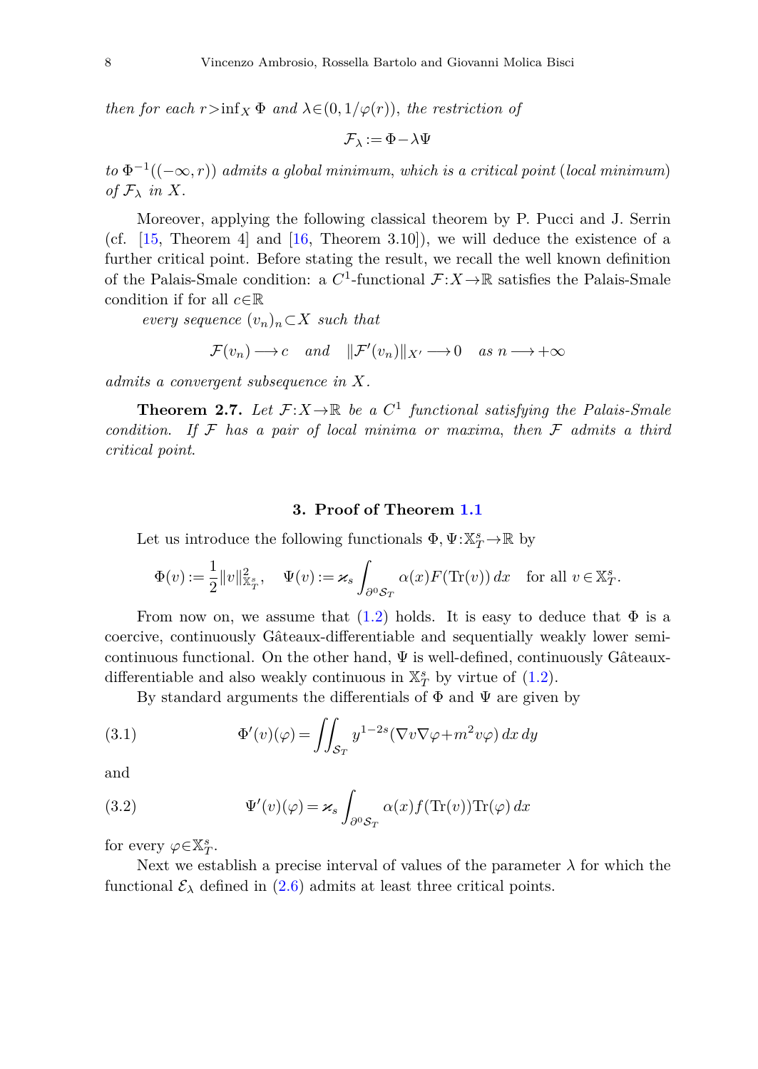*then for each $r>\inf_X \Phi$ and $\lambda\in(0,1/\varphi(r))$, the restriction of*

$$\mathcal{F}_\lambda := \Phi - \lambda\Psi$$

*to $\Phi^{-1}((-\infty,r))$ admits a global minimum, which is a critical point (local minimum) of $\mathcal{F}_\lambda$ in $X$.*

Moreover, applying the following classical theorem by P. Pucci and J. Serrin (cf. [15, Theorem 4] and [16, Theorem 3.10]), we will deduce the existence of a further critical point. Before stating the result, we recall the well known definition of the Palais-Smale condition: a $C^1$-functional $\mathcal{F}: X\to\mathbb{R}$ satisfies the Palais-Smale condition if for all $c\in\mathbb{R}$

*every sequence $(v_n)_n\subset X$ such that*

$$\mathcal{F}(v_n)\longrightarrow c \quad \textit{and} \quad \|\mathcal{F}'(v_n)\|_{X'}\longrightarrow 0 \quad \textit{as } n\longrightarrow +\infty$$

*admits a convergent subsequence in $X$.*

**Theorem 2.7.** *Let $\mathcal{F}: X\to\mathbb{R}$ be a $C^1$ functional satisfying the Palais-Smale condition. If $\mathcal{F}$ has a pair of local minima or maxima, then $\mathcal{F}$ admits a third critical point.*

## 3. Proof of Theorem 1.1

Let us introduce the following functionals $\Phi, \Psi: \mathbb{X}^s_T\to\mathbb{R}$ by

$$\Phi(v) := \frac{1}{2}\|v\|^2_{\mathbb{X}^s_T}, \quad \Psi(v) := \varkappa_s \int_{\partial^0\mathcal{S}_T} \alpha(x)F(\mathrm{Tr}(v))\,dx \quad \text{for all } v\in\mathbb{X}^s_T.$$

From now on, we assume that (1.2) holds. It is easy to deduce that $\Phi$ is a coercive, continuously Gâteaux-differentiable and sequentially weakly lower semicontinuous functional. On the other hand, $\Psi$ is well-defined, continuously Gâteaux-differentiable and also weakly continuous in $\mathbb{X}^s_T$ by virtue of (1.2).

By standard arguments the differentials of $\Phi$ and $\Psi$ are given by

$$\Phi'(v)(\varphi) = \iint_{\mathcal{S}_T} y^{1-2s}(\nabla v\nabla\varphi + m^2 v\varphi)\,dx\,dy \tag{3.1}$$

and

$$\Psi'(v)(\varphi) = \varkappa_s \int_{\partial^0\mathcal{S}_T} \alpha(x)f(\mathrm{Tr}(v))\mathrm{Tr}(\varphi)\,dx \tag{3.2}$$

for every $\varphi\in\mathbb{X}^s_T$.

Next we establish a precise interval of values of the parameter $\lambda$ for which the functional $\mathcal{E}_\lambda$ defined in (2.6) admits at least three critical points.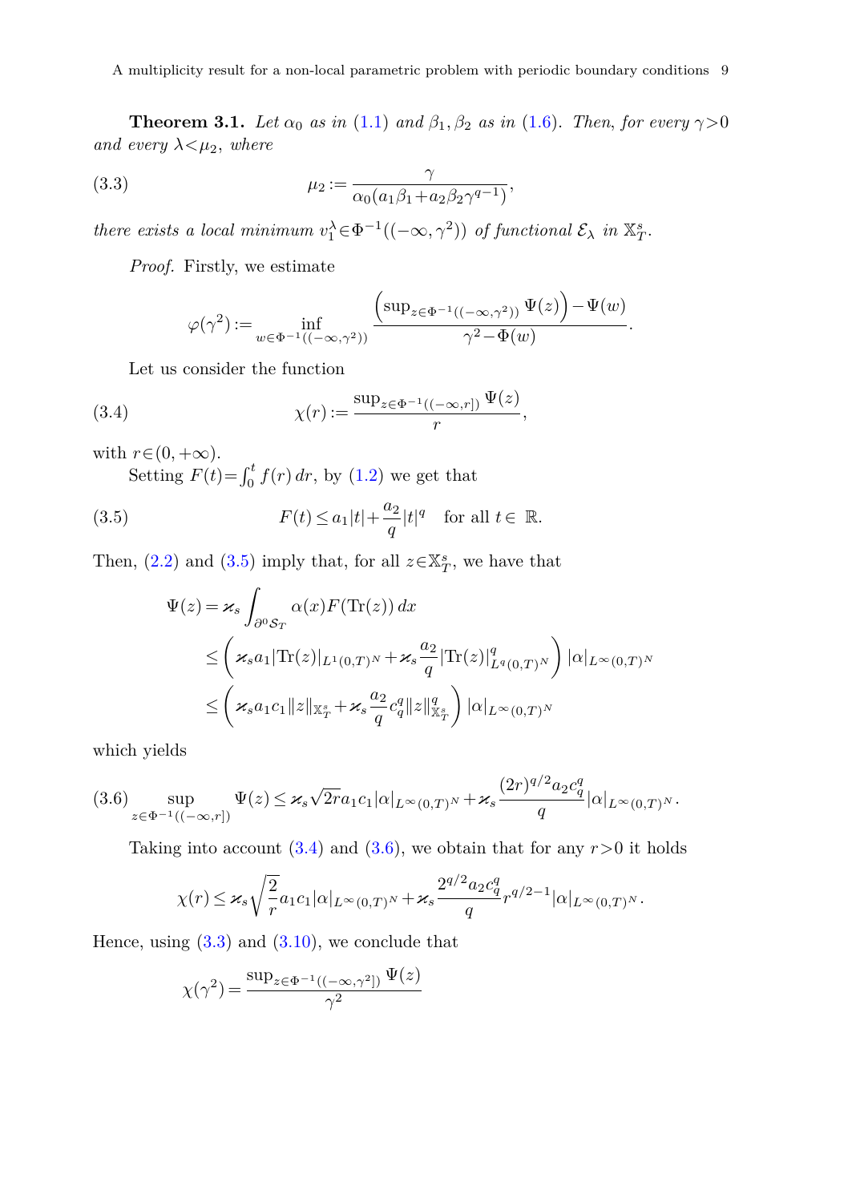**Theorem 3.1.** *Let $\alpha_0$ as in (1.1) and $\beta_1, \beta_2$ as in (1.6). Then, for every $\gamma>0$ and every $\lambda<\mu_2$, where*

$$\mu_2 := \frac{\gamma}{\alpha_0(a_1\beta_1 + a_2\beta_2\gamma^{q-1})}, \tag{3.3}$$

*there exists a local minimum $v_1^\lambda \in \Phi^{-1}((-\infty, \gamma^2))$ of functional $\mathcal{E}_\lambda$ in $\mathbb{X}_T^s$.*

*Proof.* Firstly, we estimate

$$\varphi(\gamma^2) := \inf_{w\in\Phi^{-1}((-\infty,\gamma^2))} \frac{\left(\sup_{z\in\Phi^{-1}((-\infty,\gamma^2))}\Psi(z)\right) - \Psi(w)}{\gamma^2 - \Phi(w)}.$$

Let us consider the function

$$\chi(r) := \frac{\sup_{z\in\Phi^{-1}((-\infty,r])}\Psi(z)}{r}, \tag{3.4}$$

with $r\in(0,+\infty)$.

Setting $F(t) = \int_0^t f(r)\,dr$, by (1.2) we get that

$$F(t) \le a_1|t| + \frac{a_2}{q}|t|^q \quad \text{for all } t\in\ \mathbb{R}. \tag{3.5}$$

Then, (2.2) and (3.5) imply that, for all $z\in\mathbb{X}_T^s$, we have that

$$\begin{aligned}
\Psi(z) &= \varkappa_s \int_{\partial^0\mathcal{S}_T} \alpha(x) F(\mathrm{Tr}(z))\,dx \\
&\le \left(\varkappa_s a_1 |\mathrm{Tr}(z)|_{L^1(0,T)^N} + \varkappa_s \frac{a_2}{q} |\mathrm{Tr}(z)|^q_{L^q(0,T)^N}\right)|\alpha|_{L^\infty(0,T)^N} \\
&\le \left(\varkappa_s a_1 c_1 \|z\|_{\mathbb{X}_T^s} + \varkappa_s \frac{a_2}{q} c_q^q \|z\|^q_{\mathbb{X}_T^s}\right)|\alpha|_{L^\infty(0,T)^N}
\end{aligned}$$

which yields

$$\sup_{z\in\Phi^{-1}((-\infty,r])}\Psi(z) \le \varkappa_s\sqrt{2r}\,a_1 c_1|\alpha|_{L^\infty(0,T)^N} + \varkappa_s \frac{(2r)^{q/2}a_2 c_q^q}{q}|\alpha|_{L^\infty(0,T)^N}. \tag{3.6}$$

Taking into account (3.4) and (3.6), we obtain that for any $r>0$ it holds

$$\chi(r) \le \varkappa_s\sqrt{\frac{2}{r}}\,a_1 c_1|\alpha|_{L^\infty(0,T)^N} + \varkappa_s\frac{2^{q/2}a_2c_q^q}{q}r^{q/2-1}|\alpha|_{L^\infty(0,T)^N}.$$

Hence, using (3.3) and (3.10), we conclude that

$$\chi(\gamma^2) = \frac{\sup_{z\in\Phi^{-1}((-\infty,\gamma^2])}\Psi(z)}{\gamma^2}$$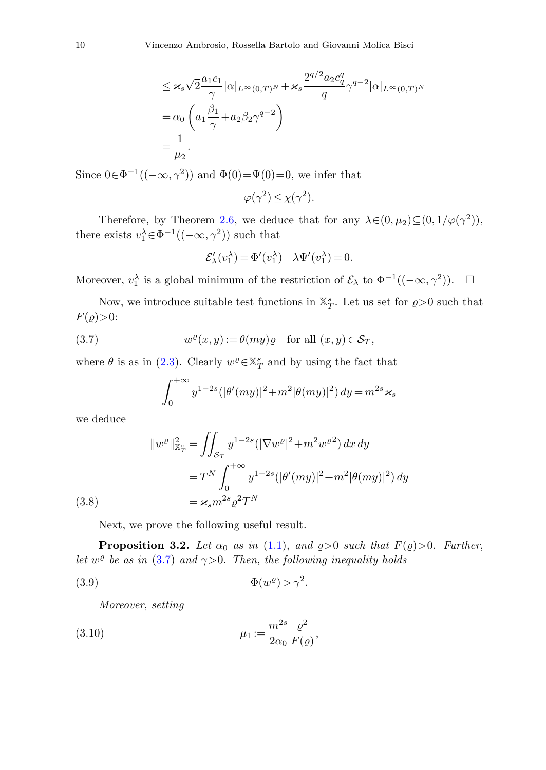$$
\begin{aligned}
&\leq \varkappa_s \sqrt{2}\frac{a_1 c_1}{\gamma}|\alpha|_{L^\infty(0,T)^N} + \varkappa_s \frac{2^{q/2} a_2 c_q^q}{q}\gamma^{q-2}|\alpha|_{L^\infty(0,T)^N} \\
&= \alpha_0 \left( a_1 \frac{\beta_1}{\gamma} + a_2 \beta_2 \gamma^{q-2} \right) \\
&= \frac{1}{\mu_2}.
\end{aligned}
$$

Since $0 \in \Phi^{-1}((-\infty,\gamma^2))$ and $\Phi(0)=\Psi(0)=0$, we infer that

$$
\varphi(\gamma^2) \leq \chi(\gamma^2).
$$

Therefore, by Theorem 2.6, we deduce that for any $\lambda \in (0,\mu_2) \subseteq (0, 1/\varphi(\gamma^2))$, there exists $v_1^\lambda \in \Phi^{-1}((-\infty,\gamma^2))$ such that

$$
\mathcal{E}'_\lambda(v_1^\lambda) = \Phi'(v_1^\lambda) - \lambda \Psi'(v_1^\lambda) = 0.
$$

Moreover, $v_1^\lambda$ is a global minimum of the restriction of $\mathcal{E}_\lambda$ to $\Phi^{-1}((-\infty,\gamma^2))$. $\square$

Now, we introduce suitable test functions in $\mathbb{X}_T^s$. Let us set for $\varrho > 0$ such that $F(\varrho) > 0$:

$$
w^\varrho(x,y) := \theta(my)\varrho \quad \text{for all } (x,y) \in \mathcal{S}_T, \tag{3.7}
$$

where $\theta$ is as in (2.3). Clearly $w^\varrho \in \mathbb{X}_T^s$ and by using the fact that

$$
\int_0^{+\infty} y^{1-2s}(|\theta'(my)|^2 + m^2|\theta(my)|^2)\,dy = m^{2s}\varkappa_s
$$

we deduce

$$
\begin{aligned}
\|w^\varrho\|^2_{\mathbb{X}_T^s} &= \iint_{\mathcal{S}_T} y^{1-2s}(|\nabla w^\varrho|^2 + m^2 w^{\varrho 2})\,dx\,dy \\
&= T^N \int_0^{+\infty} y^{1-2s}(|\theta'(my)|^2 + m^2|\theta(my)|^2)\,dy \\
&= \varkappa_s m^{2s} \varrho^2 T^N
\end{aligned} \tag{3.8}
$$

Next, we prove the following useful result.

**Proposition 3.2.** *Let $\alpha_0$ as in (1.1), and $\varrho > 0$ such that $F(\varrho) > 0$. Further, let $w^\varrho$ be as in (3.7) and $\gamma > 0$. Then, the following inequality holds*

$$
\Phi(w^\varrho) > \gamma^2. \tag{3.9}
$$

*Moreover, setting*

$$
\mu_1 := \frac{m^{2s}}{2\alpha_0}\frac{\varrho^2}{F(\varrho)}, \tag{3.10}
$$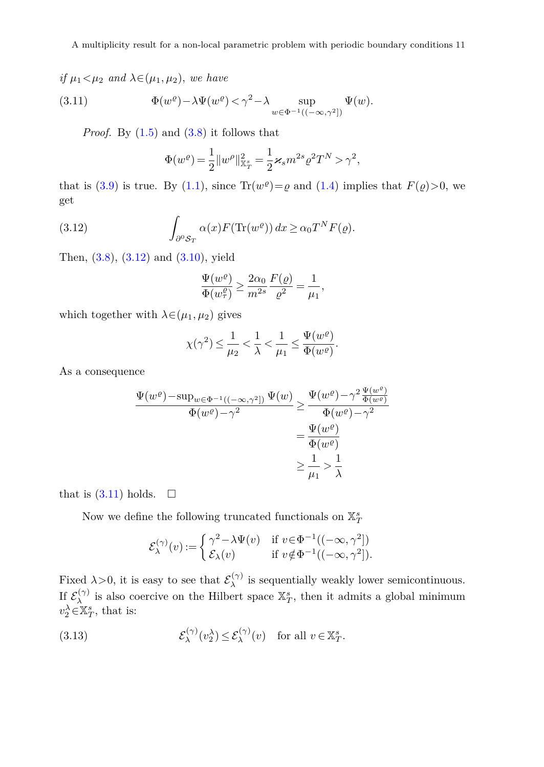*if* $\mu_1 < \mu_2$ *and* $\lambda \in (\mu_1, \mu_2)$*, we have*

$$\Phi(w^{\varrho}) - \lambda \Psi(w^{\varrho}) < \gamma^2 - \lambda \sup_{w \in \Phi^{-1}((-\infty,\gamma^2])} \Psi(w). \tag{3.11}$$

*Proof.* By (1.5) and (3.8) it follows that

$$\Phi(w^{\varrho}) = \frac{1}{2}\|w^{\rho}\|^2_{\mathbb{X}^s_T} = \frac{1}{2}\varkappa_s m^{2s} \varrho^2 T^N > \gamma^2,$$

that is (3.9) is true. By (1.1), since $\mathrm{Tr}(w^{\varrho}) = \varrho$ and (1.4) implies that $F(\varrho) > 0$, we get

$$\int_{\partial^0 \mathcal{S}_T} \alpha(x) F(\mathrm{Tr}(w^{\varrho}))\, dx \geq \alpha_0 T^N F(\varrho). \tag{3.12}$$

Then, (3.8), (3.12) and (3.10), yield

$$\frac{\Psi(w^{\varrho})}{\Phi(w^{\varrho}_{\tau})} \geq \frac{2\alpha_0}{m^{2s}} \frac{F(\varrho)}{\varrho^2} = \frac{1}{\mu_1},$$

which together with $\lambda \in (\mu_1, \mu_2)$ gives

$$\chi(\gamma^2) \leq \frac{1}{\mu_2} < \frac{1}{\lambda} < \frac{1}{\mu_1} \leq \frac{\Psi(w^{\varrho})}{\Phi(w^{\varrho})}.$$

As a consequence

$$\begin{aligned}
\frac{\Psi(w^{\varrho}) - \sup_{w \in \Phi^{-1}((-\infty,\gamma^2])} \Psi(w)}{\Phi(w^{\varrho}) - \gamma^2} &\geq \frac{\Psi(w^{\varrho}) - \gamma^2 \frac{\Psi(w^{\varrho})}{\Phi(w^{\varrho})}}{\Phi(w^{\varrho}) - \gamma^2} \\
&= \frac{\Psi(w^{\varrho})}{\Phi(w^{\varrho})} \\
&\geq \frac{1}{\mu_1} > \frac{1}{\lambda}
\end{aligned}$$

that is (3.11) holds. $\square$

Now we define the following truncated functionals on $\mathbb{X}^s_T$

$$\mathcal{E}^{(\gamma)}_{\lambda}(v) := \begin{cases} \gamma^2 - \lambda \Psi(v) & \text{if } v \in \Phi^{-1}((-\infty,\gamma^2]) \\ \mathcal{E}_{\lambda}(v) & \text{if } v \notin \Phi^{-1}((-\infty,\gamma^2]). \end{cases}$$

Fixed $\lambda > 0$, it is easy to see that $\mathcal{E}^{(\gamma)}_{\lambda}$ is sequentially weakly lower semicontinuous. If $\mathcal{E}^{(\gamma)}_{\lambda}$ is also coercive on the Hilbert space $\mathbb{X}^s_T$, then it admits a global minimum $v_2^{\lambda} \in \mathbb{X}^s_T$, that is:

$$\mathcal{E}^{(\gamma)}_{\lambda}(v_2^{\lambda}) \leq \mathcal{E}^{(\gamma)}_{\lambda}(v) \quad \text{for all } v \in \mathbb{X}^s_T. \tag{3.13}$$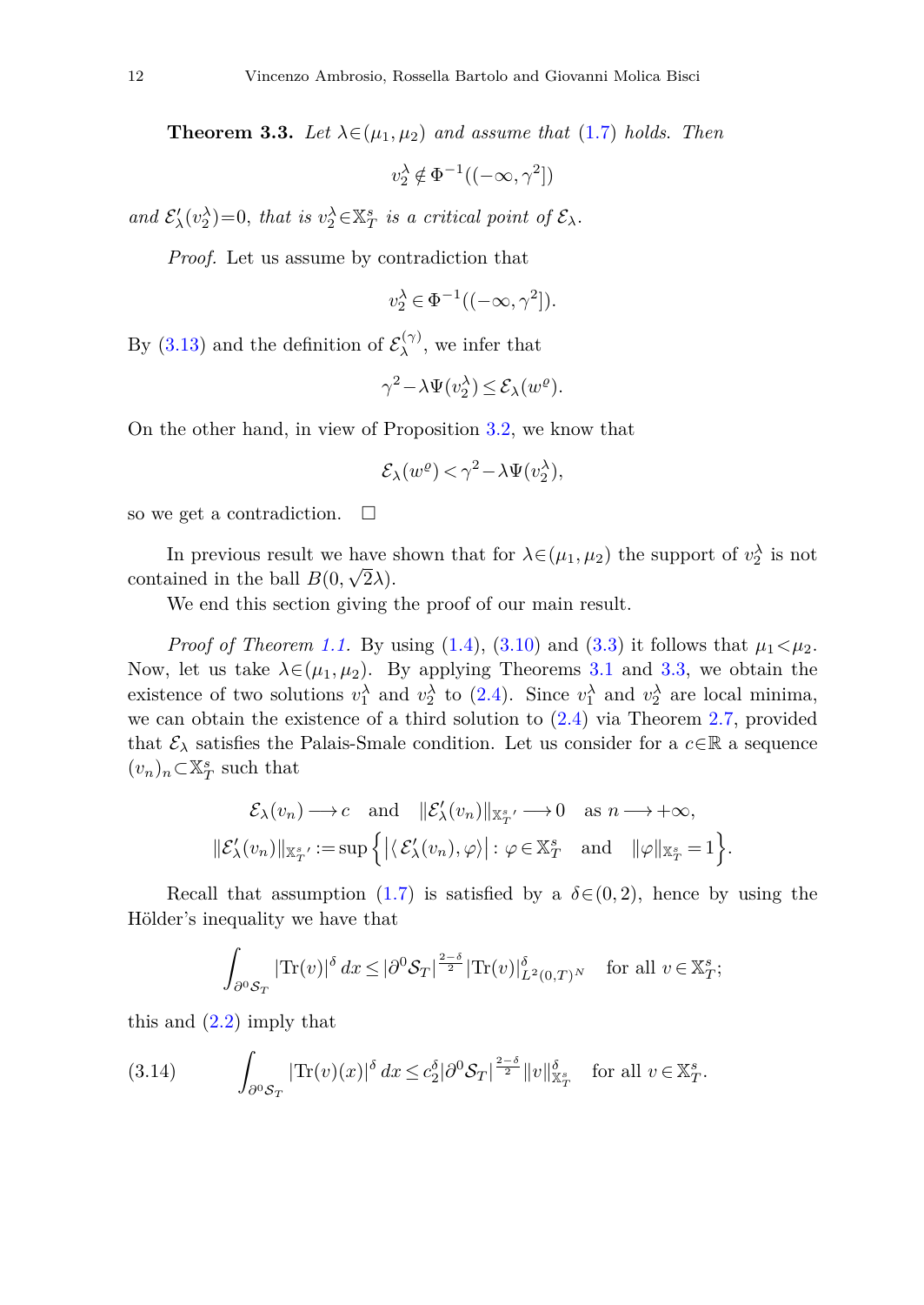**Theorem 3.3.** *Let $\lambda\in(\mu_1,\mu_2)$ and assume that (1.7) holds. Then*

$$v_2^\lambda \notin \Phi^{-1}((-\infty,\gamma^2])$$

*and $\mathcal{E}_\lambda'(v_2^\lambda)=0$, that is $v_2^\lambda\in\mathbb{X}_T^s$ is a critical point of $\mathcal{E}_\lambda$.*

*Proof.* Let us assume by contradiction that

$$v_2^\lambda \in \Phi^{-1}((-\infty,\gamma^2]).$$

By (3.13) and the definition of $\mathcal{E}_\lambda^{(\gamma)}$, we infer that

$$\gamma^2-\lambda\Psi(v_2^\lambda)\leq \mathcal{E}_\lambda(w^\varrho).$$

On the other hand, in view of Proposition 3.2, we know that

$$\mathcal{E}_\lambda(w^\varrho)<\gamma^2-\lambda\Psi(v_2^\lambda),$$

so we get a contradiction. $\square$

In previous result we have shown that for $\lambda\in(\mu_1,\mu_2)$ the support of $v_2^\lambda$ is not contained in the ball $B(0,\sqrt{2}\lambda)$.

We end this section giving the proof of our main result.

*Proof of Theorem 1.1.* By using (1.4), (3.10) and (3.3) it follows that $\mu_1<\mu_2$. Now, let us take $\lambda\in(\mu_1,\mu_2)$. By applying Theorems 3.1 and 3.3, we obtain the existence of two solutions $v_1^\lambda$ and $v_2^\lambda$ to (2.4). Since $v_1^\lambda$ and $v_2^\lambda$ are local minima, we can obtain the existence of a third solution to (2.4) via Theorem 2.7, provided that $\mathcal{E}_\lambda$ satisfies the Palais-Smale condition. Let us consider for a $c\in\mathbb{R}$ a sequence $(v_n)_n\subset\mathbb{X}_T^s$ such that

$$\mathcal{E}_\lambda(v_n)\longrightarrow c \quad\text{and}\quad \|\mathcal{E}_\lambda'(v_n)\|_{{\mathbb{X}_T^s}'}\longrightarrow 0 \quad\text{as } n\longrightarrow+\infty,$$
$$\|\mathcal{E}_\lambda'(v_n)\|_{{\mathbb{X}_T^s}'}:=\sup\Big\{\big|\langle\,\mathcal{E}_\lambda'(v_n),\varphi\rangle\big|:\varphi\in\mathbb{X}_T^s\quad\text{and}\quad\|\varphi\|_{\mathbb{X}_T^s}=1\Big\}.$$

Recall that assumption (1.7) is satisfied by a $\delta\in(0,2)$, hence by using the Hölder's inequality we have that

$$\int_{\partial^0\mathcal{S}_T}|\mathrm{Tr}(v)|^\delta\,dx\leq|\partial^0\mathcal{S}_T|^{\frac{2-\delta}{2}}|\mathrm{Tr}(v)|^\delta_{L^2(0,T)^N}\quad\text{for all } v\in\mathbb{X}_T^s;$$

this and (2.2) imply that

$$\int_{\partial^0\mathcal{S}_T}|\mathrm{Tr}(v)(x)|^\delta\,dx\leq c_2^\delta|\partial^0\mathcal{S}_T|^{\frac{2-\delta}{2}}\|v\|^\delta_{\mathbb{X}_T^s}\quad\text{for all } v\in\mathbb{X}_T^s. \tag{3.14}$$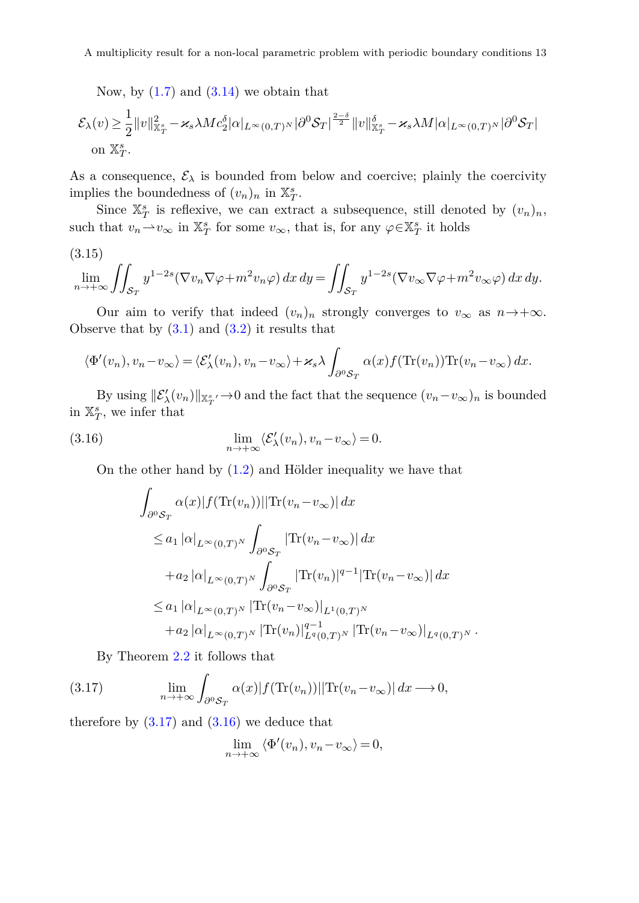Now, by (1.7) and (3.14) we obtain that

$$\mathcal{E}_\lambda(v) \geq \frac{1}{2}\|v\|^2_{\mathbb{X}^s_T} - \varkappa_s \lambda M c_2^\delta |\alpha|_{L^\infty(0,T)^N} |\partial^0 \mathcal{S}_T|^{\frac{2-\delta}{2}} \|v\|^\delta_{\mathbb{X}^s_T} - \varkappa_s \lambda M |\alpha|_{L^\infty(0,T)^N} |\partial^0 \mathcal{S}_T|$$

on $\mathbb{X}^s_T$.

As a consequence, $\mathcal{E}_\lambda$ is bounded from below and coercive; plainly the coercivity implies the boundedness of $(v_n)_n$ in $\mathbb{X}^s_T$.

Since $\mathbb{X}^s_T$ is reflexive, we can extract a subsequence, still denoted by $(v_n)_n$, such that $v_n \rightharpoonup v_\infty$ in $\mathbb{X}^s_T$ for some $v_\infty$, that is, for any $\varphi \in \mathbb{X}^s_T$ it holds

(3.15)
$$\lim_{n\to+\infty} \iint_{\mathcal{S}_T} y^{1-2s}(\nabla v_n \nabla \varphi + m^2 v_n \varphi)\, dx\, dy = \iint_{\mathcal{S}_T} y^{1-2s}(\nabla v_\infty \nabla \varphi + m^2 v_\infty \varphi)\, dx\, dy.$$

Our aim to verify that indeed $(v_n)_n$ strongly converges to $v_\infty$ as $n\to+\infty$. Observe that by (3.1) and (3.2) it results that

$$\langle \Phi'(v_n), v_n - v_\infty \rangle = \langle \mathcal{E}'_\lambda(v_n), v_n - v_\infty \rangle + \varkappa_s \lambda \int_{\partial^0 \mathcal{S}_T} \alpha(x) f(\mathrm{Tr}(v_n)) \mathrm{Tr}(v_n - v_\infty)\, dx.$$

By using $\|\mathcal{E}'_\lambda(v_n)\|_{\mathbb{X}^{s\,\prime}_T} \to 0$ and the fact that the sequence $(v_n - v_\infty)_n$ is bounded in $\mathbb{X}^s_T$, we infer that

$$\lim_{n\to+\infty} \langle \mathcal{E}'_\lambda(v_n), v_n - v_\infty \rangle = 0. \tag{3.16}$$

On the other hand by (1.2) and Hölder inequality we have that

$$\begin{aligned}
&\int_{\partial^0 \mathcal{S}_T} \alpha(x) |f(\mathrm{Tr}(v_n))| |\mathrm{Tr}(v_n - v_\infty)|\, dx \\
&\quad \leq a_1 \, |\alpha|_{L^\infty(0,T)^N} \int_{\partial^0 \mathcal{S}_T} |\mathrm{Tr}(v_n - v_\infty)|\, dx \\
&\qquad + a_2 \, |\alpha|_{L^\infty(0,T)^N} \int_{\partial^0 \mathcal{S}_T} |\mathrm{Tr}(v_n)|^{q-1} |\mathrm{Tr}(v_n - v_\infty)|\, dx \\
&\quad \leq a_1 \, |\alpha|_{L^\infty(0,T)^N} \, |\mathrm{Tr}(v_n - v_\infty)|_{L^1(0,T)^N} \\
&\qquad + a_2 \, |\alpha|_{L^\infty(0,T)^N} \, |\mathrm{Tr}(v_n)|^{q-1}_{L^q(0,T)^N} \, |\mathrm{Tr}(v_n - v_\infty)|_{L^q(0,T)^N}.
\end{aligned}$$

By Theorem 2.2 it follows that

$$\lim_{n\to+\infty} \int_{\partial^0 \mathcal{S}_T} \alpha(x) |f(\mathrm{Tr}(v_n))| |\mathrm{Tr}(v_n - v_\infty)|\, dx \longrightarrow 0, \tag{3.17}$$

therefore by (3.17) and (3.16) we deduce that

$$\lim_{n\to+\infty} \langle \Phi'(v_n), v_n - v_\infty \rangle = 0,$$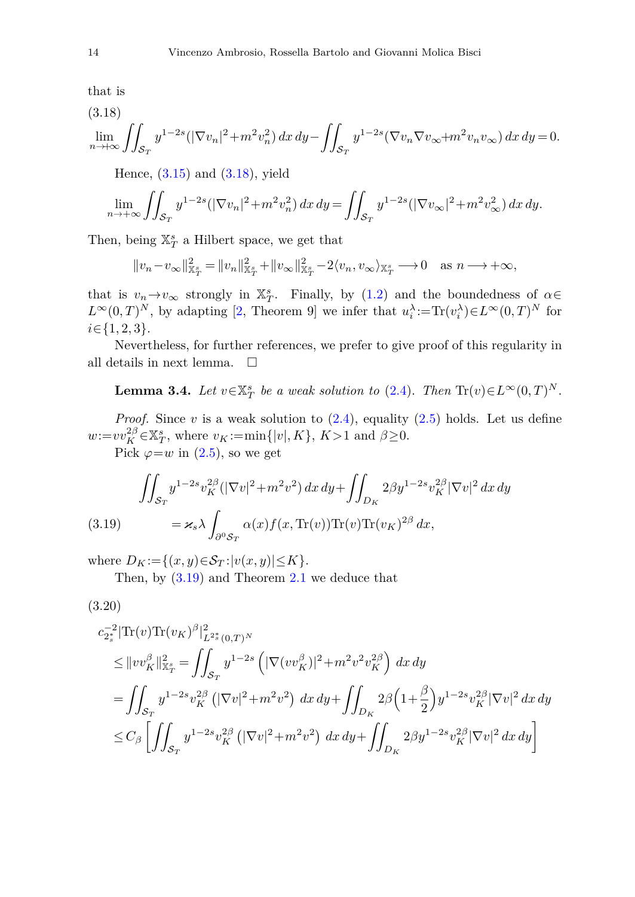that is

$$
\lim_{n\to+\infty}\iint_{\mathcal{S}_T} y^{1-2s}(|\nabla v_n|^2+m^2v_n^2)\,dx\,dy-\iint_{\mathcal{S}_T} y^{1-2s}(\nabla v_n\nabla v_\infty+m^2v_nv_\infty)\,dx\,dy=0. \tag{3.18}
$$

Hence, (3.15) and (3.18), yield

$$
\lim_{n\to+\infty}\iint_{\mathcal{S}_T} y^{1-2s}(|\nabla v_n|^2+m^2v_n^2)\,dx\,dy=\iint_{\mathcal{S}_T} y^{1-2s}(|\nabla v_\infty|^2+m^2v_\infty^2)\,dx\,dy.
$$

Then, being $\mathbb{X}^s_T$ a Hilbert space, we get that

$$
\|v_n-v_\infty\|^2_{\mathbb{X}^s_T}=\|v_n\|^2_{\mathbb{X}^s_T}+\|v_\infty\|^2_{\mathbb{X}^s_T}-2\langle v_n,v_\infty\rangle_{\mathbb{X}^s_T}\longrightarrow 0 \quad \text{as } n\longrightarrow+\infty,
$$

that is $v_n\to v_\infty$ strongly in $\mathbb{X}^s_T$. Finally, by (1.2) and the boundedness of $\alpha\in L^\infty(0,T)^N$, by adapting [2, Theorem 9] we infer that $u_i^\lambda:=\mathrm{Tr}(v_i^\lambda)\in L^\infty(0,T)^N$ for $i\in\{1,2,3\}$.

Nevertheless, for further references, we prefer to give proof of this regularity in all details in next lemma. $\square$

**Lemma 3.4.** *Let $v\in\mathbb{X}^s_T$ be a weak solution to (2.4). Then $\mathrm{Tr}(v)\in L^\infty(0,T)^N$.*

*Proof.* Since $v$ is a weak solution to (2.4), equality (2.5) holds. Let us define $w:=vv_K^{2\beta}\in\mathbb{X}^s_T$, where $v_K:=\min\{|v|,K\}$, $K>1$ and $\beta\geq 0$.

Pick $\varphi=w$ in (2.5), so we get

$$
\begin{aligned}
&\iint_{\mathcal{S}_T} y^{1-2s}v_K^{2\beta}(|\nabla v|^2+m^2v^2)\,dx\,dy+\iint_{D_K} 2\beta y^{1-2s}v_K^{2\beta}|\nabla v|^2\,dx\,dy\\
&\qquad=\varkappa_s\lambda\int_{\partial^0\mathcal{S}_T}\alpha(x)f(x,\mathrm{Tr}(v))\mathrm{Tr}(v)\mathrm{Tr}(v_K)^{2\beta}\,dx,
\end{aligned} \tag{3.19}
$$

where $D_K:=\{(x,y)\in\mathcal{S}_T:|v(x,y)|\leq K\}$.

Then, by (3.19) and Theorem 2.1 we deduce that

$$
\begin{aligned}
&c_{2_s^*}^{-2}|\mathrm{Tr}(v)\mathrm{Tr}(v_K)^\beta|^2_{L^{2_s^*}(0,T)^N}\\
&\leq\|vv_K^\beta\|^2_{\mathbb{X}^s_T}=\iint_{\mathcal{S}_T} y^{1-2s}\left(|\nabla(vv_K^\beta)|^2+m^2v^2v_K^{2\beta}\right)\,dx\,dy\\
&=\iint_{\mathcal{S}_T} y^{1-2s}v_K^{2\beta}\left(|\nabla v|^2+m^2v^2\right)\,dx\,dy+\iint_{D_K}2\beta\Big(1+\frac{\beta}{2}\Big)y^{1-2s}v_K^{2\beta}|\nabla v|^2\,dx\,dy\\
&\leq C_\beta\left[\iint_{\mathcal{S}_T} y^{1-2s}v_K^{2\beta}\left(|\nabla v|^2+m^2v^2\right)\,dx\,dy+\iint_{D_K}2\beta y^{1-2s}v_K^{2\beta}|\nabla v|^2\,dx\,dy\right]
\end{aligned} \tag{3.20}
$$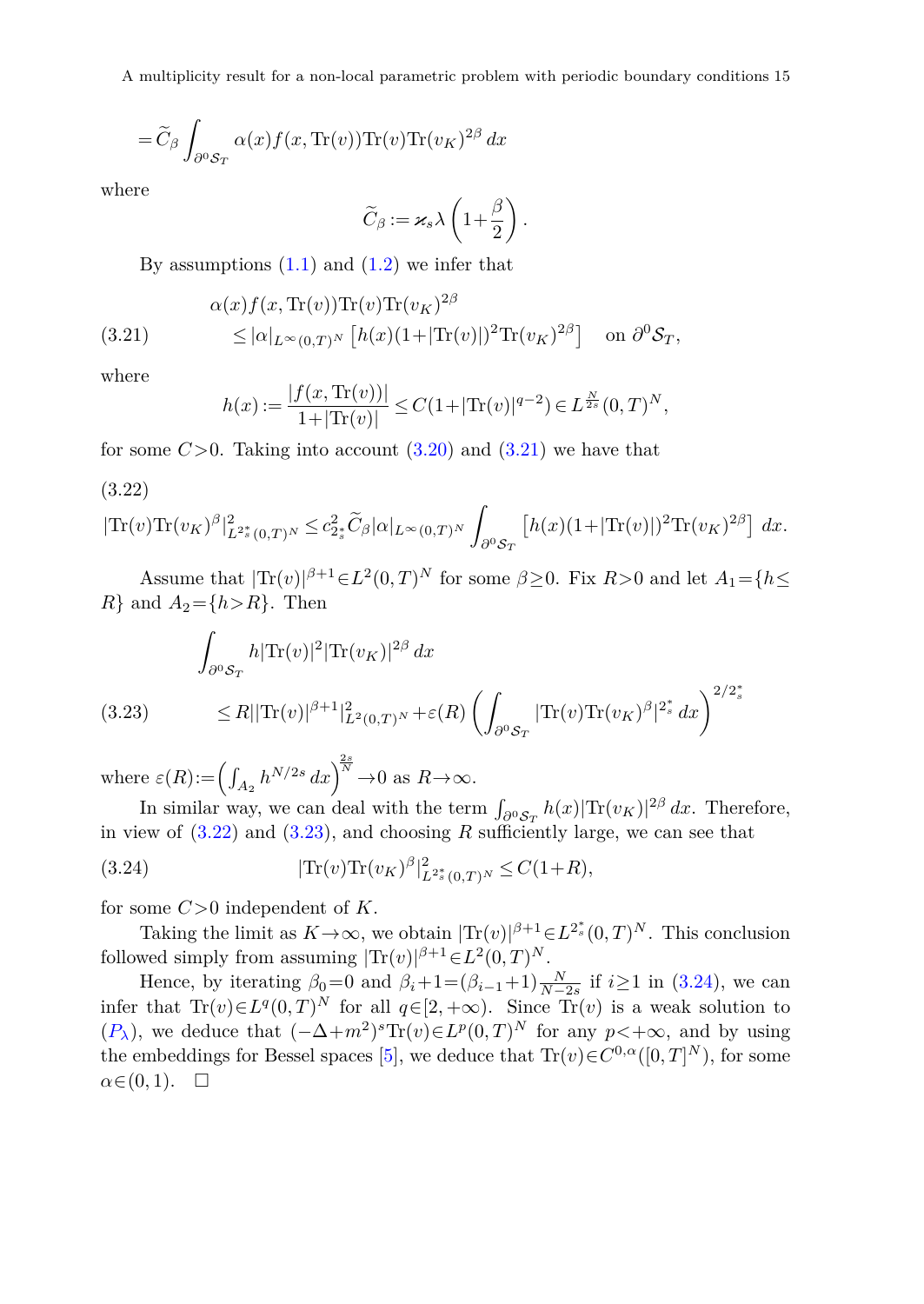$$= \widetilde{C}_\beta \int_{\partial^0 \mathcal{S}_T} \alpha(x) f(x, \mathrm{Tr}(v)) \mathrm{Tr}(v) \mathrm{Tr}(v_K)^{2\beta}\, dx$$

where

$$\widetilde{C}_\beta := \varkappa_s \lambda \left(1 + \frac{\beta}{2}\right).$$

By assumptions (1.1) and (1.2) we infer that

$$\begin{aligned} &\alpha(x) f(x, \mathrm{Tr}(v)) \mathrm{Tr}(v) \mathrm{Tr}(v_K)^{2\beta} \\ &\qquad \le |\alpha|_{L^\infty(0,T)^N} \left[ h(x)(1 + |\mathrm{Tr}(v)|)^2 \mathrm{Tr}(v_K)^{2\beta} \right] \quad \text{on } \partial^0 \mathcal{S}_T, \end{aligned} \tag{3.21}$$

where

$$h(x) := \frac{|f(x, \mathrm{Tr}(v))|}{1 + |\mathrm{Tr}(v)|} \le C(1 + |\mathrm{Tr}(v)|^{q-2}) \in L^{\frac{N}{2s}}(0,T)^N,$$

for some $C > 0$. Taking into account (3.20) and (3.21) we have that

$$|\mathrm{Tr}(v) \mathrm{Tr}(v_K)^\beta|^2_{L^{2^*_s}(0,T)^N} \le c^2_{2^*_s} \widetilde{C}_\beta |\alpha|_{L^\infty(0,T)^N} \int_{\partial^0 \mathcal{S}_T} \left[ h(x)(1 + |\mathrm{Tr}(v)|)^2 \mathrm{Tr}(v_K)^{2\beta} \right] dx. \tag{3.22}$$

Assume that $|\mathrm{Tr}(v)|^{\beta+1} \in L^2(0,T)^N$ for some $\beta \ge 0$. Fix $R > 0$ and let $A_1 = \{h \le R\}$ and $A_2 = \{h > R\}$. Then

$$\begin{aligned} &\int_{\partial^0 \mathcal{S}_T} h |\mathrm{Tr}(v)|^2 |\mathrm{Tr}(v_K)|^{2\beta}\, dx \\ &\qquad \le R ||\mathrm{Tr}(v)|^{\beta+1}|^2_{L^2(0,T)^N} + \varepsilon(R) \left( \int_{\partial^0 \mathcal{S}_T} |\mathrm{Tr}(v) \mathrm{Tr}(v_K)^\beta|^{2^*_s}\, dx \right)^{2/2^*_s} \end{aligned} \tag{3.23}$$

where $\varepsilon(R) := \left( \int_{A_2} h^{N/2s}\, dx \right)^{\frac{2s}{N}} \to 0$ as $R \to \infty$.

In similar way, we can deal with the term $\int_{\partial^0 \mathcal{S}_T} h(x) |\mathrm{Tr}(v_K)|^{2\beta}\, dx$. Therefore, in view of (3.22) and (3.23), and choosing $R$ sufficiently large, we can see that

$$|\mathrm{Tr}(v) \mathrm{Tr}(v_K)^\beta|^2_{L^{2^*_s}(0,T)^N} \le C(1 + R), \tag{3.24}$$

for some $C > 0$ independent of $K$.

Taking the limit as $K \to \infty$, we obtain $|\mathrm{Tr}(v)|^{\beta+1} \in L^{2^*_s}(0,T)^N$. This conclusion followed simply from assuming $|\mathrm{Tr}(v)|^{\beta+1} \in L^2(0,T)^N$.

Hence, by iterating $\beta_0 = 0$ and $\beta_i + 1 = (\beta_{i-1} + 1)\frac{N}{N-2s}$ if $i \ge 1$ in (3.24), we can infer that $\mathrm{Tr}(v) \in L^q(0,T)^N$ for all $q \in [2, +\infty)$. Since $\mathrm{Tr}(v)$ is a weak solution to ($P_\lambda$), we deduce that $(-\Delta + m^2)^s \mathrm{Tr}(v) \in L^p(0,T)^N$ for any $p < +\infty$, and by using the embeddings for Bessel spaces [5], we deduce that $\mathrm{Tr}(v) \in C^{0,\alpha}([0,T]^N)$, for some $\alpha \in (0,1)$. $\square$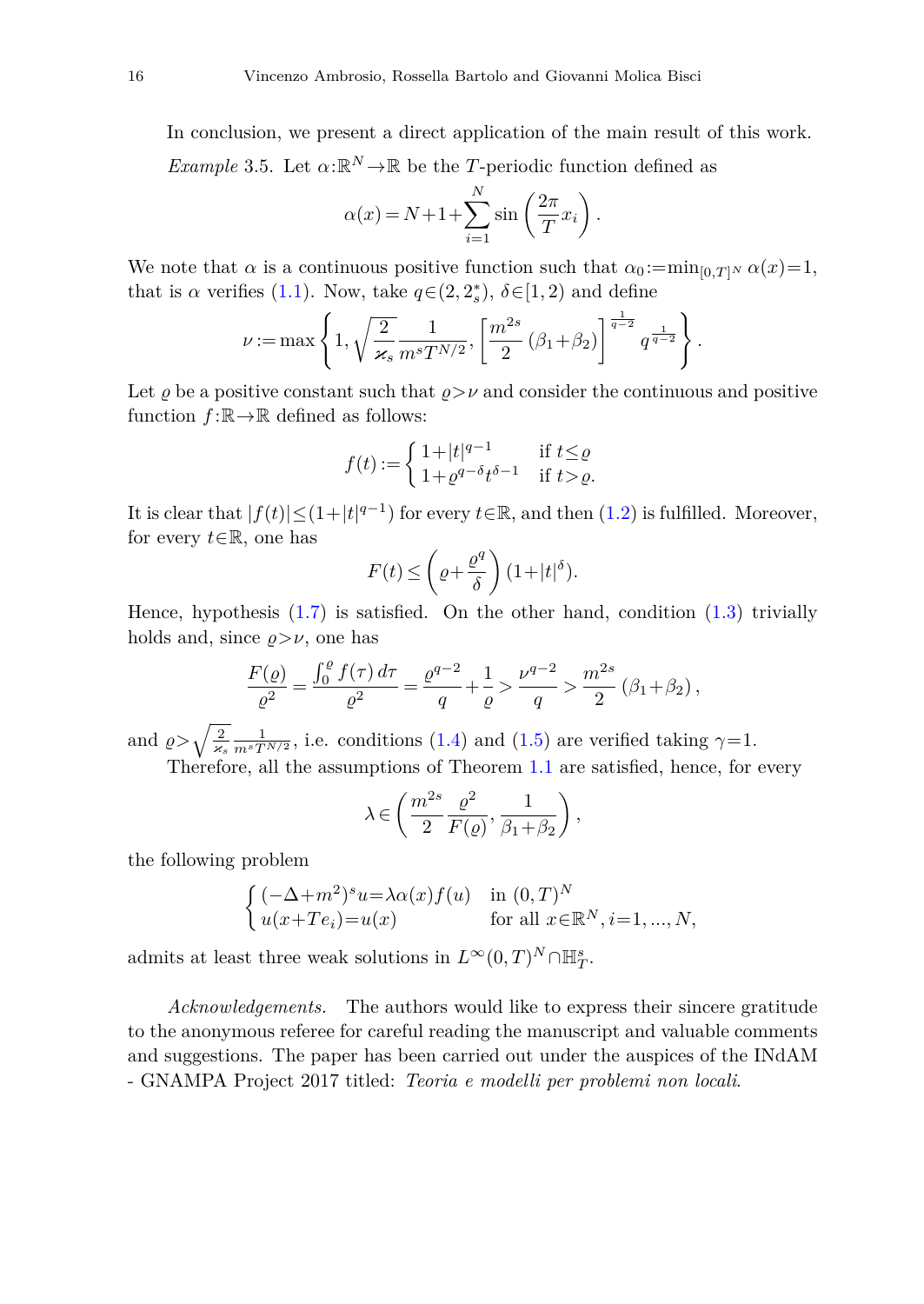In conclusion, we present a direct application of the main result of this work.

*Example* 3.5. Let $\alpha:\mathbb{R}^N\to\mathbb{R}$ be the $T$-periodic function defined as

$$\alpha(x)=N+1+\sum_{i=1}^{N}\sin\left(\frac{2\pi}{T}x_i\right).$$

We note that $\alpha$ is a continuous positive function such that $\alpha_0:=\min_{[0,T]^N}\alpha(x)=1$, that is $\alpha$ verifies (1.1). Now, take $q\in(2,2_s^*)$, $\delta\in[1,2)$ and define

$$\nu:=\max\left\{1,\sqrt{\frac{2}{\varkappa_s}}\frac{1}{m^sT^{N/2}},\left[\frac{m^{2s}}{2}(\beta_1+\beta_2)\right]^{\frac{1}{q-2}}q^{\frac{1}{q-2}}\right\}.$$

Let $\varrho$ be a positive constant such that $\varrho>\nu$ and consider the continuous and positive function $f:\mathbb{R}\to\mathbb{R}$ defined as follows:

$$f(t):=\begin{cases}1+|t|^{q-1} & \text{if } t\leq\varrho\\ 1+\varrho^{q-\delta}t^{\delta-1} & \text{if } t>\varrho.\end{cases}$$

It is clear that $|f(t)|\leq(1+|t|^{q-1})$ for every $t\in\mathbb{R}$, and then (1.2) is fulfilled. Moreover, for every $t\in\mathbb{R}$, one has

$$F(t)\leq\left(\varrho+\frac{\varrho^q}{\delta}\right)(1+|t|^{\delta}).$$

Hence, hypothesis (1.7) is satisfied. On the other hand, condition (1.3) trivially holds and, since $\varrho>\nu$, one has

$$\frac{F(\varrho)}{\varrho^2}=\frac{\int_0^{\varrho}f(\tau)\,d\tau}{\varrho^2}=\frac{\varrho^{q-2}}{q}+\frac{1}{\varrho}>\frac{\nu^{q-2}}{q}>\frac{m^{2s}}{2}(\beta_1+\beta_2),$$

and $\varrho>\sqrt{\frac{2}{\varkappa_s}}\frac{1}{m^sT^{N/2}}$, i.e. conditions (1.4) and (1.5) are verified taking $\gamma=1$.

Therefore, all the assumptions of Theorem 1.1 are satisfied, hence, for every

$$\lambda\in\left(\frac{m^{2s}}{2}\frac{\varrho^2}{F(\varrho)},\frac{1}{\beta_1+\beta_2}\right),$$

the following problem

$$\begin{cases}(-\Delta+m^2)^su=\lambda\alpha(x)f(u) & \text{in } (0,T)^N\\ u(x+Te_i)=u(x) & \text{for all } x\in\mathbb{R}^N, i=1,\dots,N,\end{cases}$$

admits at least three weak solutions in $L^\infty(0,T)^N\cap\mathbb{H}^s_T$.

*Acknowledgements.* The authors would like to express their sincere gratitude to the anonymous referee for careful reading the manuscript and valuable comments and suggestions. The paper has been carried out under the auspices of the INdAM - GNAMPA Project 2017 titled: *Teoria e modelli per problemi non locali*.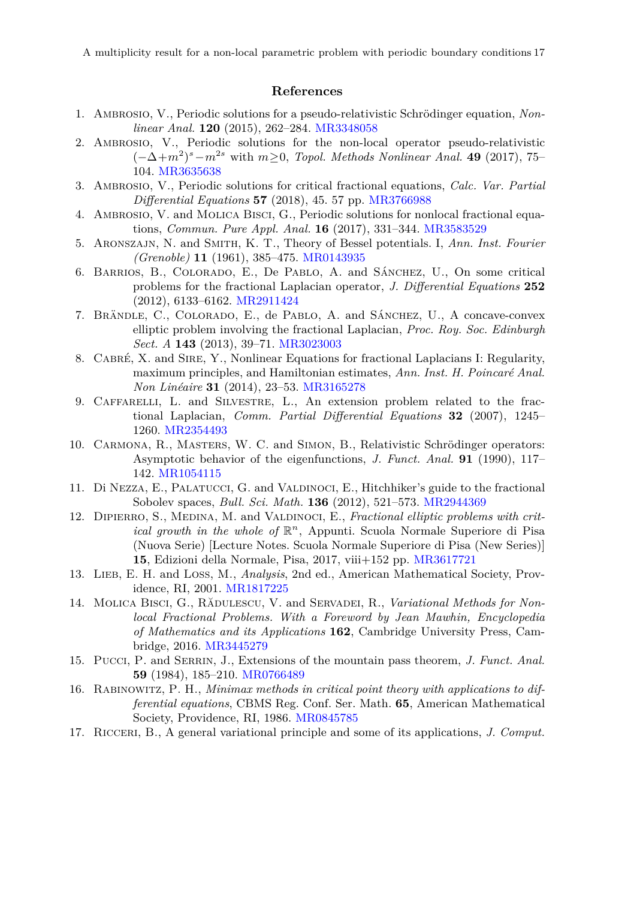## References

1. Ambrosio, V., Periodic solutions for a pseudo-relativistic Schrödinger equation, *Nonlinear Anal.* **120** (2015), 262–284. MR3348058
2. Ambrosio, V., Periodic solutions for the non-local operator pseudo-relativistic $(-\Delta+m^2)^s - m^{2s}$ with $m \geq 0$, *Topol. Methods Nonlinear Anal.* **49** (2017), 75–104. MR3635638
3. Ambrosio, V., Periodic solutions for critical fractional equations, *Calc. Var. Partial Differential Equations* **57** (2018), 45. 57 pp. MR3766988
4. Ambrosio, V. and Molica Bisci, G., Periodic solutions for nonlocal fractional equations, *Commun. Pure Appl. Anal.* **16** (2017), 331–344. MR3583529
5. Aronszajn, N. and Smith, K. T., Theory of Bessel potentials. I, *Ann. Inst. Fourier (Grenoble)* **11** (1961), 385–475. MR0143935
6. Barrios, B., Colorado, E., De Pablo, A. and Sánchez, U., On some critical problems for the fractional Laplacian operator, *J. Differential Equations* **252** (2012), 6133–6162. MR2911424
7. Brändle, C., Colorado, E., de Pablo, A. and Sánchez, U., A concave-convex elliptic problem involving the fractional Laplacian, *Proc. Roy. Soc. Edinburgh Sect. A* **143** (2013), 39–71. MR3023003
8. Cabré, X. and Sire, Y., Nonlinear Equations for fractional Laplacians I: Regularity, maximum principles, and Hamiltonian estimates, *Ann. Inst. H. Poincaré Anal. Non Linéaire* **31** (2014), 23–53. MR3165278
9. Caffarelli, L. and Silvestre, L., An extension problem related to the fractional Laplacian, *Comm. Partial Differential Equations* **32** (2007), 1245–1260. MR2354493
10. Carmona, R., Masters, W. C. and Simon, B., Relativistic Schrödinger operators: Asymptotic behavior of the eigenfunctions, *J. Funct. Anal.* **91** (1990), 117–142. MR1054115
11. Di Nezza, E., Palatucci, G. and Valdinoci, E., Hitchhiker's guide to the fractional Sobolev spaces, *Bull. Sci. Math.* **136** (2012), 521–573. MR2944369
12. Dipierro, S., Medina, M. and Valdinoci, E., *Fractional elliptic problems with critical growth in the whole of* $\mathbb{R}^n$, Appunti. Scuola Normale Superiore di Pisa (Nuova Serie) [Lecture Notes. Scuola Normale Superiore di Pisa (New Series)] **15**, Edizioni della Normale, Pisa, 2017, viii+152 pp. MR3617721
13. Lieb, E. H. and Loss, M., *Analysis*, 2nd ed., American Mathematical Society, Providence, RI, 2001. MR1817225
14. Molica Bisci, G., Rădulescu, V. and Servadei, R., *Variational Methods for Nonlocal Fractional Problems. With a Foreword by Jean Mawhin, Encyclopedia of Mathematics and its Applications* **162**, Cambridge University Press, Cambridge, 2016. MR3445279
15. Pucci, P. and Serrin, J., Extensions of the mountain pass theorem, *J. Funct. Anal.* **59** (1984), 185–210. MR0766489
16. Rabinowitz, P. H., *Minimax methods in critical point theory with applications to differential equations*, CBMS Reg. Conf. Ser. Math. **65**, American Mathematical Society, Providence, RI, 1986. MR0845785
17. Ricceri, B., A general variational principle and some of its applications, *J. Comput.*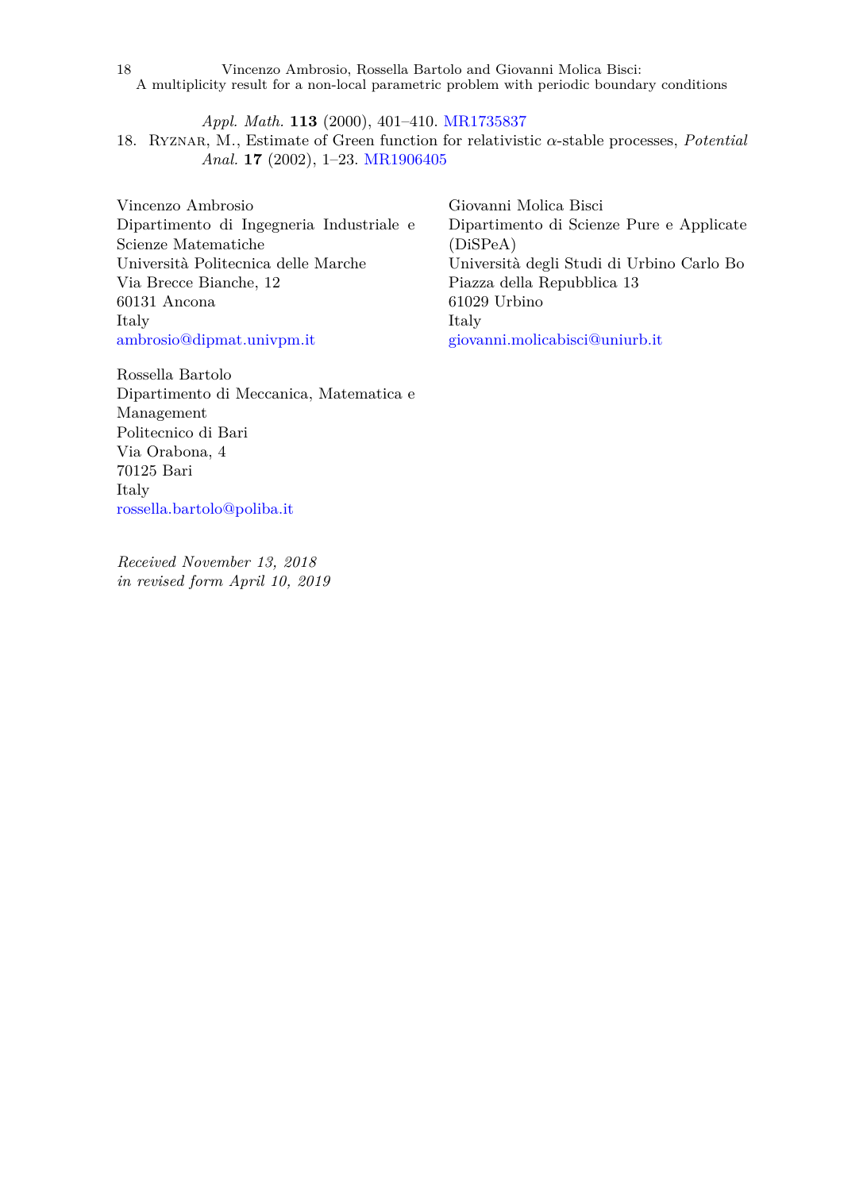*Appl. Math.* **113** (2000), 401–410. MR1735837

18. Ryznar, M., Estimate of Green function for relativistic $\alpha$-stable processes, *Potential Anal.* **17** (2002), 1–23. MR1906405

Vincenzo Ambrosio
Dipartimento di Ingegneria Industriale e Scienze Matematiche
Università Politecnica delle Marche
Via Brecce Bianche, 12
60131 Ancona
Italy
ambrosio@dipmat.univpm.it

Rossella Bartolo
Dipartimento di Meccanica, Matematica e Management
Politecnico di Bari
Via Orabona, 4
70125 Bari
Italy
rossella.bartolo@poliba.it

Giovanni Molica Bisci
Dipartimento di Scienze Pure e Applicate (DiSPeA)
Università degli Studi di Urbino Carlo Bo
Piazza della Repubblica 13
61029 Urbino
Italy
giovanni.molicabisci@uniurb.it

*Received November 13, 2018*
*in revised form April 10, 2019*